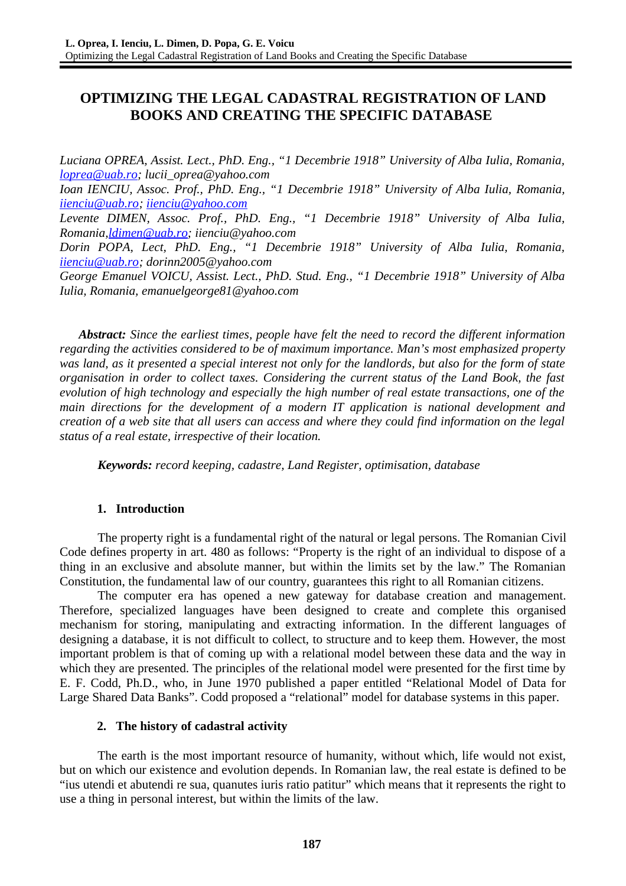# OPTIMIZING THE LEGAL CADASTRAL REGISTRATION OF LAND BOOKS AND CREATING THE SPECIFIC DATABASE

*Luciana OPREA, Assist. Lect., PhD. Eng., "1 Decembrie 1918" University of Alba Iulia, Romania, loprea@uab.ro; lucii_oprea@yahoo.com*
*Ioan IENCIU, Assoc. Prof., PhD. Eng., "1 Decembrie 1918" University of Alba Iulia, Romania, iienciu@uab.ro; iienciu@yahoo.com*
*Levente DIMEN, Assoc. Prof., PhD. Eng., "1 Decembrie 1918" University of Alba Iulia, Romania, ldimen@uab.ro; iienciu@yahoo.com*
*Dorin POPA, Lect, PhD. Eng., "1 Decembrie 1918" University of Alba Iulia, Romania, iienciu@uab.ro; dorinn2005@yahoo.com*
*George Emanuel VOICU, Assist. Lect., PhD. Stud. Eng., "1 Decembrie 1918" University of Alba Iulia, Romania, emanuelgeorge81@yahoo.com*

***Abstract:*** *Since the earliest times, people have felt the need to record the different information regarding the activities considered to be of maximum importance. Man's most emphasized property was land, as it presented a special interest not only for the landlords, but also for the form of state organisation in order to collect taxes. Considering the current status of the Land Book, the fast evolution of high technology and especially the high number of real estate transactions, one of the main directions for the development of a modern IT application is national development and creation of a web site that all users can access and where they could find information on the legal status of a real estate, irrespective of their location.*

***Keywords:*** *record keeping, cadastre, Land Register, optimisation, database*

## 1. Introduction

The property right is a fundamental right of the natural or legal persons. The Romanian Civil Code defines property in art. 480 as follows: "Property is the right of an individual to dispose of a thing in an exclusive and absolute manner, but within the limits set by the law." The Romanian Constitution, the fundamental law of our country, guarantees this right to all Romanian citizens.

The computer era has opened a new gateway for database creation and management. Therefore, specialized languages have been designed to create and complete this organised mechanism for storing, manipulating and extracting information. In the different languages of designing a database, it is not difficult to collect, to structure and to keep them. However, the most important problem is that of coming up with a relational model between these data and the way in which they are presented. The principles of the relational model were presented for the first time by E. F. Codd, Ph.D., who, in June 1970 published a paper entitled "Relational Model of Data for Large Shared Data Banks". Codd proposed a "relational" model for database systems in this paper.

## 2. The history of cadastral activity

The earth is the most important resource of humanity, without which, life would not exist, but on which our existence and evolution depends. In Romanian law, the real estate is defined to be "ius utendi et abutendi re sua, quanutes iuris ratio patitur" which means that it represents the right to use a thing in personal interest, but within the limits of the law.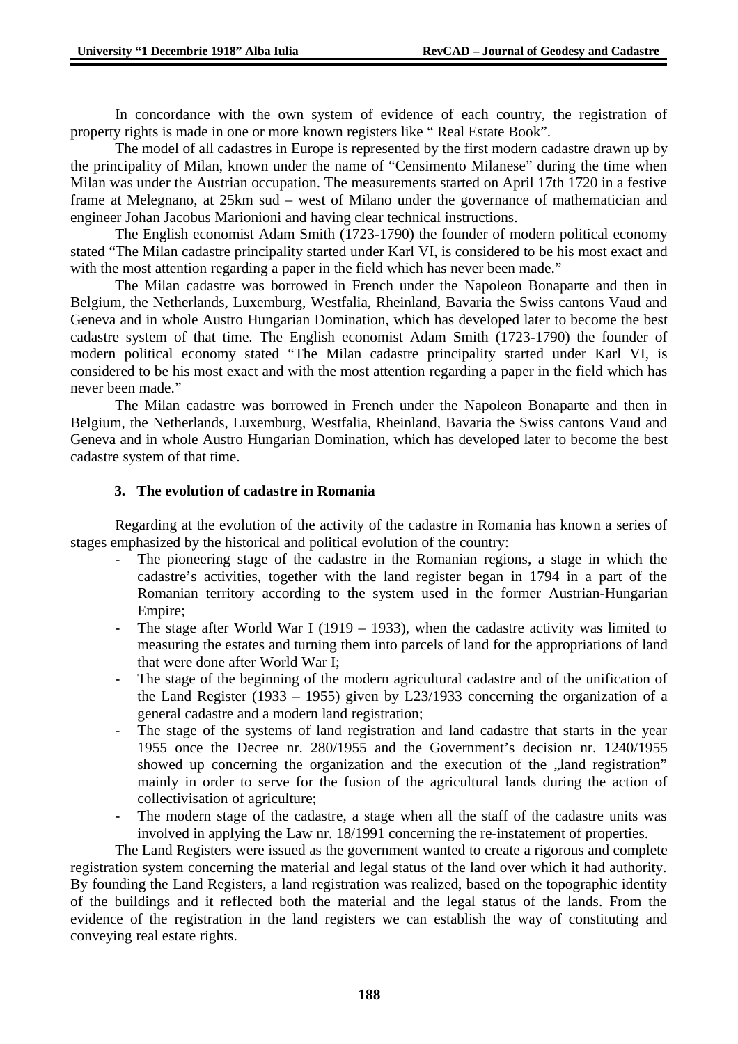In concordance with the own system of evidence of each country, the registration of property rights is made in one or more known registers like " Real Estate Book".

The model of all cadastres in Europe is represented by the first modern cadastre drawn up by the principality of Milan, known under the name of "Censimento Milanese" during the time when Milan was under the Austrian occupation. The measurements started on April 17th 1720 in a festive frame at Melegnano, at 25km sud – west of Milano under the governance of mathematician and engineer Johan Jacobus Marionioni and having clear technical instructions.

The English economist Adam Smith (1723-1790) the founder of modern political economy stated "The Milan cadastre principality started under Karl VI, is considered to be his most exact and with the most attention regarding a paper in the field which has never been made."

The Milan cadastre was borrowed in French under the Napoleon Bonaparte and then in Belgium, the Netherlands, Luxemburg, Westfalia, Rheinland, Bavaria the Swiss cantons Vaud and Geneva and in whole Austro Hungarian Domination, which has developed later to become the best cadastre system of that time. The English economist Adam Smith (1723-1790) the founder of modern political economy stated "The Milan cadastre principality started under Karl VI, is considered to be his most exact and with the most attention regarding a paper in the field which has never been made."

The Milan cadastre was borrowed in French under the Napoleon Bonaparte and then in Belgium, the Netherlands, Luxemburg, Westfalia, Rheinland, Bavaria the Swiss cantons Vaud and Geneva and in whole Austro Hungarian Domination, which has developed later to become the best cadastre system of that time.

### 3. The evolution of cadastre in Romania

Regarding at the evolution of the activity of the cadastre in Romania has known a series of stages emphasized by the historical and political evolution of the country:

- The pioneering stage of the cadastre in the Romanian regions, a stage in which the cadastre's activities, together with the land register began in 1794 in a part of the Romanian territory according to the system used in the former Austrian-Hungarian Empire;
- The stage after World War I (1919 – 1933), when the cadastre activity was limited to measuring the estates and turning them into parcels of land for the appropriations of land that were done after World War I;
- The stage of the beginning of the modern agricultural cadastre and of the unification of the Land Register (1933 – 1955) given by L23/1933 concerning the organization of a general cadastre and a modern land registration;
- The stage of the systems of land registration and land cadastre that starts in the year 1955 once the Decree nr. 280/1955 and the Government's decision nr. 1240/1955 showed up concerning the organization and the execution of the „land registration" mainly in order to serve for the fusion of the agricultural lands during the action of collectivisation of agriculture;
- The modern stage of the cadastre, a stage when all the staff of the cadastre units was involved in applying the Law nr. 18/1991 concerning the re-instatement of properties.

The Land Registers were issued as the government wanted to create a rigorous and complete registration system concerning the material and legal status of the land over which it had authority. By founding the Land Registers, a land registration was realized, based on the topographic identity of the buildings and it reflected both the material and the legal status of the lands. From the evidence of the registration in the land registers we can establish the way of constituting and conveying real estate rights.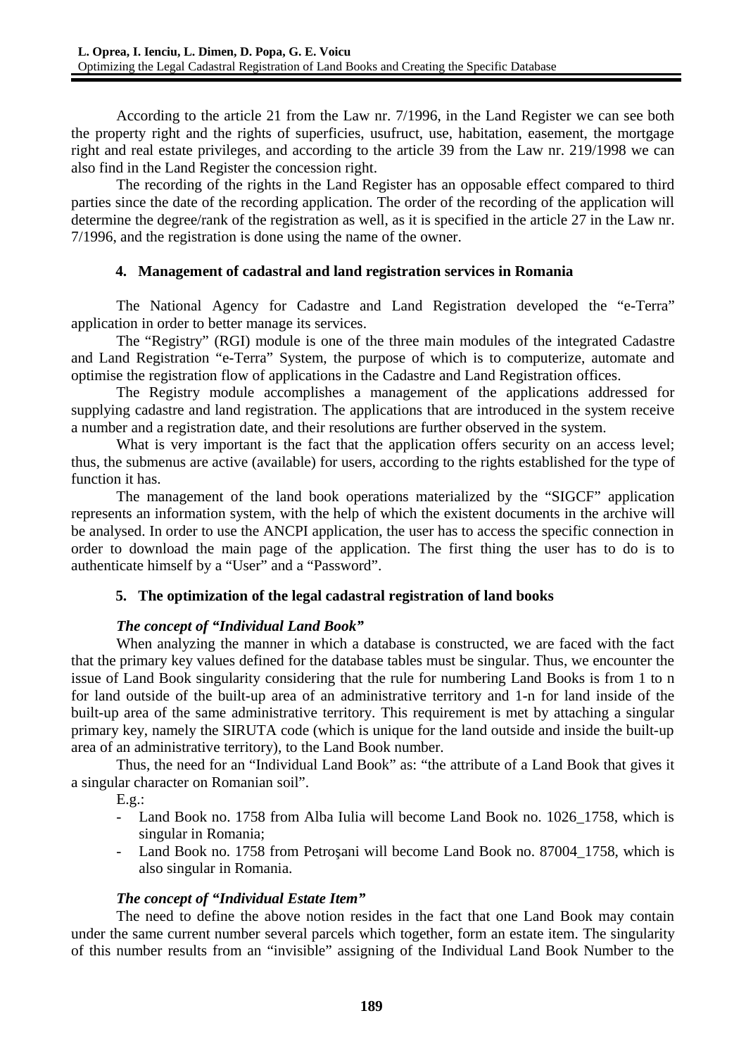According to the article 21 from the Law nr. 7/1996, in the Land Register we can see both the property right and the rights of superficies, usufruct, use, habitation, easement, the mortgage right and real estate privileges, and according to the article 39 from the Law nr. 219/1998 we can also find in the Land Register the concession right.

The recording of the rights in the Land Register has an opposable effect compared to third parties since the date of the recording application. The order of the recording of the application will determine the degree/rank of the registration as well, as it is specified in the article 27 in the Law nr. 7/1996, and the registration is done using the name of the owner.

## 4. Management of cadastral and land registration services in Romania

The National Agency for Cadastre and Land Registration developed the "e-Terra" application in order to better manage its services.

The "Registry" (RGI) module is one of the three main modules of the integrated Cadastre and Land Registration "e-Terra" System, the purpose of which is to computerize, automate and optimise the registration flow of applications in the Cadastre and Land Registration offices.

The Registry module accomplishes a management of the applications addressed for supplying cadastre and land registration. The applications that are introduced in the system receive a number and a registration date, and their resolutions are further observed in the system.

What is very important is the fact that the application offers security on an access level; thus, the submenus are active (available) for users, according to the rights established for the type of function it has.

The management of the land book operations materialized by the "SIGCF" application represents an information system, with the help of which the existent documents in the archive will be analysed. In order to use the ANCPI application, the user has to access the specific connection in order to download the main page of the application. The first thing the user has to do is to authenticate himself by a "User" and a "Password".

## 5. The optimization of the legal cadastral registration of land books

### *The concept of "Individual Land Book"*

When analyzing the manner in which a database is constructed, we are faced with the fact that the primary key values defined for the database tables must be singular. Thus, we encounter the issue of Land Book singularity considering that the rule for numbering Land Books is from 1 to n for land outside of the built-up area of an administrative territory and 1-n for land inside of the built-up area of the same administrative territory. This requirement is met by attaching a singular primary key, namely the SIRUTA code (which is unique for the land outside and inside the built-up area of an administrative territory), to the Land Book number.

Thus, the need for an "Individual Land Book" as: "the attribute of a Land Book that gives it a singular character on Romanian soil".

E.g.:

- Land Book no. 1758 from Alba Iulia will become Land Book no. 1026_1758, which is singular in Romania;
- Land Book no. 1758 from Petroşani will become Land Book no. 87004_1758, which is also singular in Romania.

### *The concept of "Individual Estate Item"*

The need to define the above notion resides in the fact that one Land Book may contain under the same current number several parcels which together, form an estate item. The singularity of this number results from an "invisible" assigning of the Individual Land Book Number to the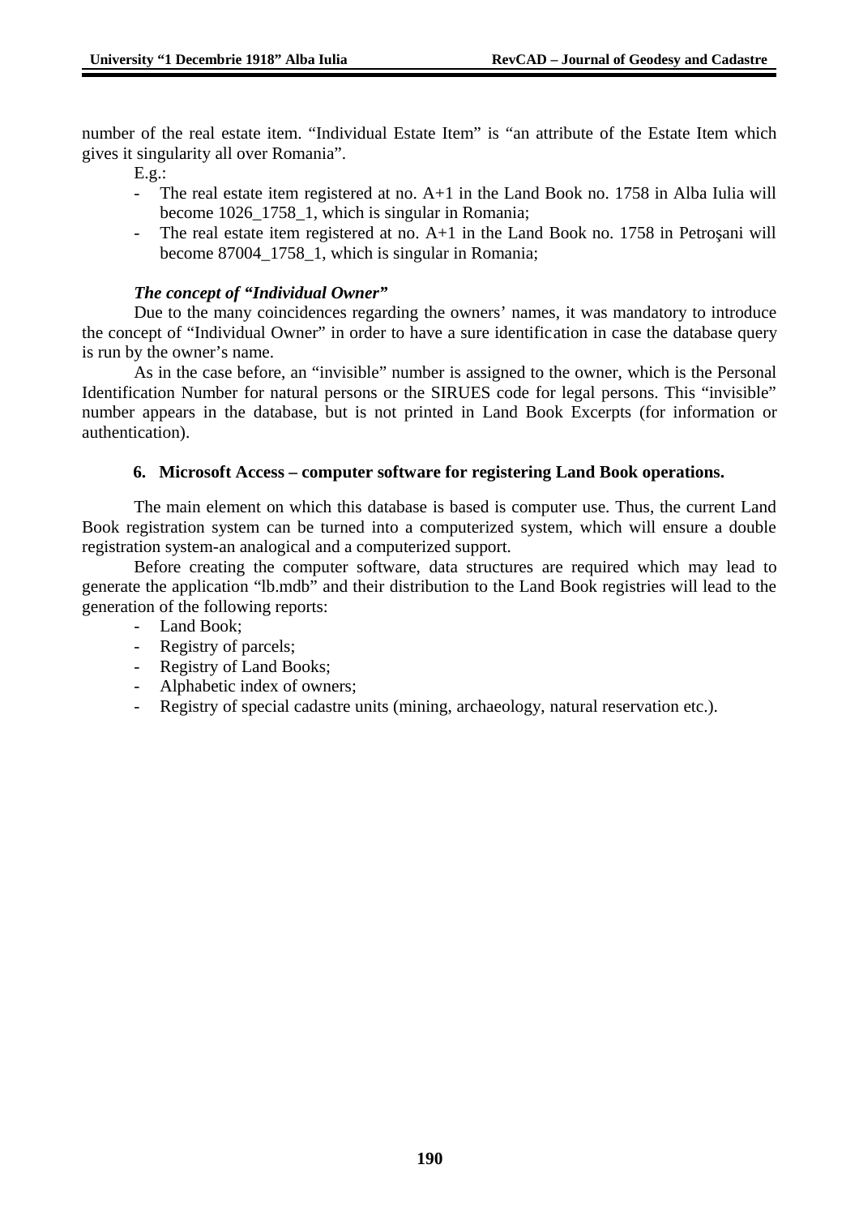number of the real estate item. "Individual Estate Item" is "an attribute of the Estate Item which gives it singularity all over Romania".

E.g.:

- The real estate item registered at no. A+1 in the Land Book no. 1758 in Alba Iulia will become 1026_1758_1, which is singular in Romania;
- The real estate item registered at no. A+1 in the Land Book no. 1758 in Petroşani will become 87004_1758_1, which is singular in Romania;

### *The concept of "Individual Owner"*

Due to the many coincidences regarding the owners' names, it was mandatory to introduce the concept of "Individual Owner" in order to have a sure identification in case the database query is run by the owner's name.

As in the case before, an "invisible" number is assigned to the owner, which is the Personal Identification Number for natural persons or the SIRUES code for legal persons. This "invisible" number appears in the database, but is not printed in Land Book Excerpts (for information or authentication).

## 6. Microsoft Access – computer software for registering Land Book operations.

The main element on which this database is based is computer use. Thus, the current Land Book registration system can be turned into a computerized system, which will ensure a double registration system-an analogical and a computerized support.

Before creating the computer software, data structures are required which may lead to generate the application "lb.mdb" and their distribution to the Land Book registries will lead to the generation of the following reports:

- Land Book;
- Registry of parcels;
- Registry of Land Books;
- Alphabetic index of owners;
- Registry of special cadastre units (mining, archaeology, natural reservation etc.).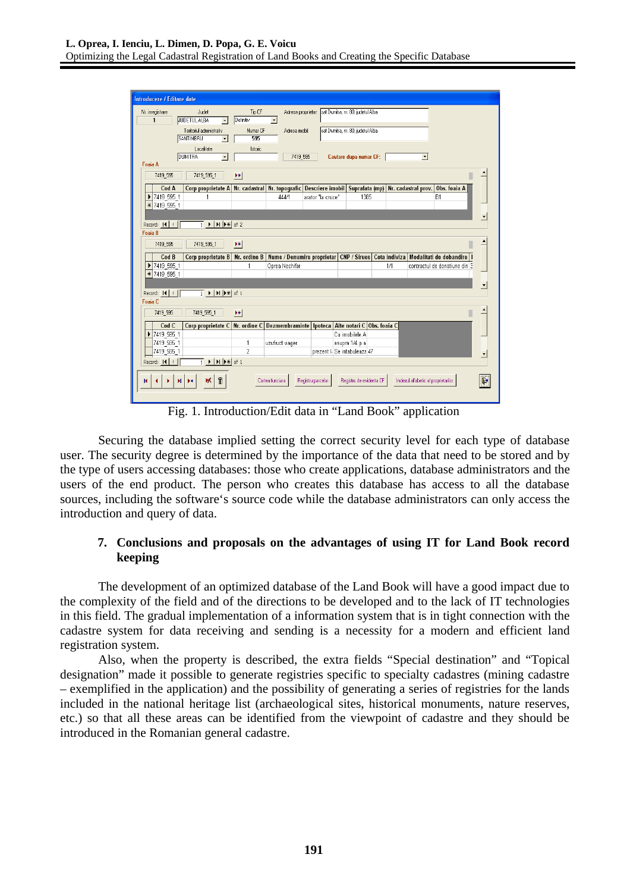Fig. 1. Introduction/Edit data in “Land Book” application

Securing the database implied setting the correct security level for each type of database user. The security degree is determined by the importance of the data that need to be stored and by the type of users accessing databases: those who create applications, database administrators and the users of the end product. The person who creates this database has access to all the database sources, including the software‘s source code while the database administrators can only access the introduction and query of data.

## 7. Conclusions and proposals on the advantages of using IT for Land Book record keeping

The development of an optimized database of the Land Book will have a good impact due to the complexity of the field and of the directions to be developed and to the lack of IT technologies in this field. The gradual implementation of a information system that is in tight connection with the cadastre system for data receiving and sending is a necessity for a modern and efficient land registration system.

Also, when the property is described, the extra fields “Special destination” and “Topical designation” made it possible to generate registries specific to specialty cadastres (mining cadastre – exemplified in the application) and the possibility of generating a series of registries for the lands included in the national heritage list (archaeological sites, historical monuments, nature reserves, etc.) so that all these areas can be identified from the viewpoint of cadastre and they should be introduced in the Romanian general cadastre.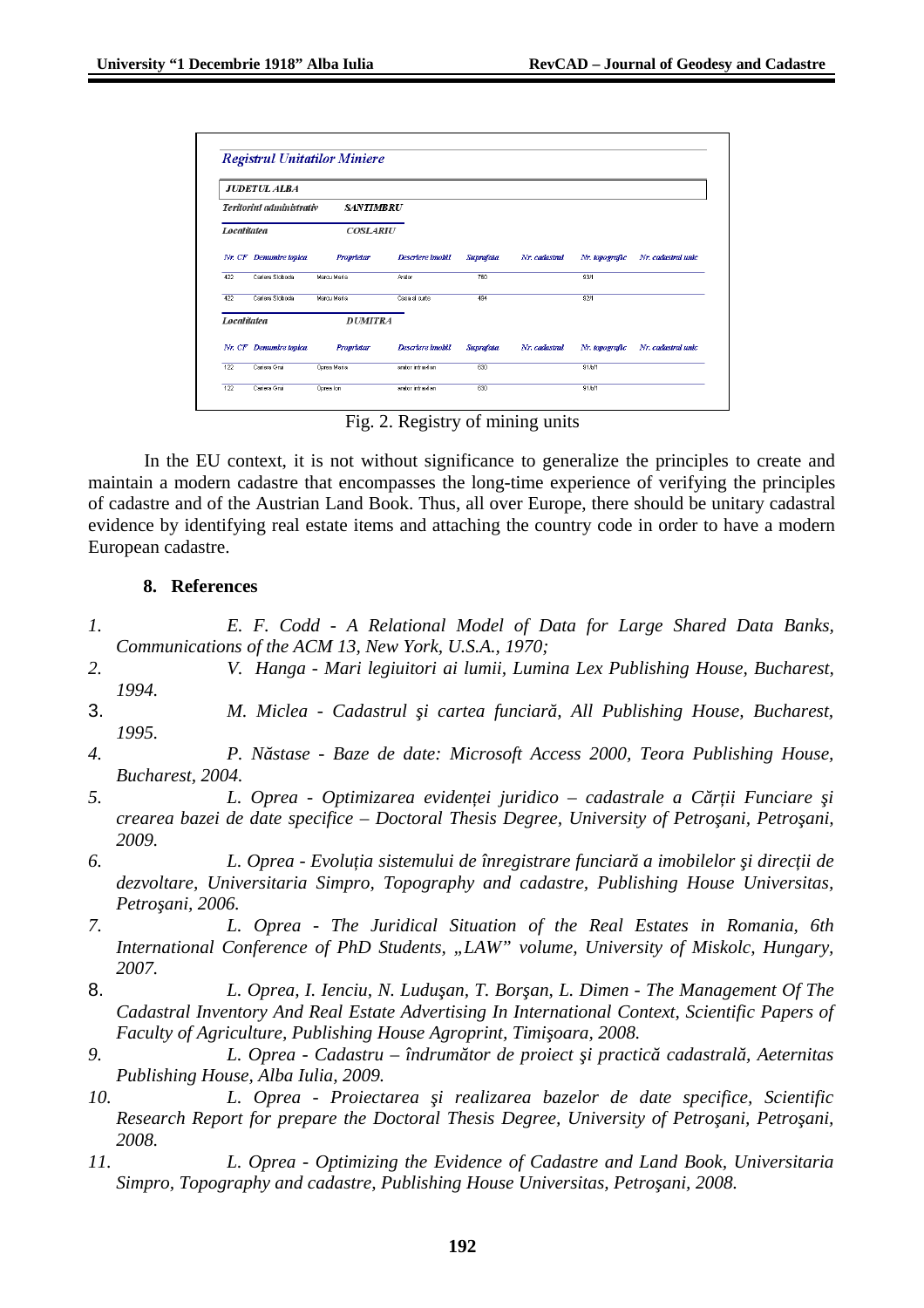**Registrul Unitatilor Miniere**

**JUDETUL ALBA**

**Teritoriul administrativ** **SANTIMBRU**

**Localitatea** **COSLARIU**

| Nr. CF | Denumire topica | Proprietar | Descriere imobil | Suprafata | Nr. cadastral | Nr. topografic | Nr. cadastral unic |
|---|---|---|---|---|---|---|---|
| 422 | Cariera Slobozia | Marcu Maria | Arabil | 750 | | 93/1 | |
| 422 | Cariera Slobozia | Marcu Maria | Casa si curte | 494 | | 92/1 | |

**Localitatea** **DUMITRA**

| Nr. CF | Denumire topica | Proprietar | Descriere imobil | Suprafata | Nr. cadastral | Nr. topografic | Nr. cadastral unic |
|---|---|---|---|---|---|---|---|
| 122 | Cariera Grui | Oprea Maria | arabil intravilan | 630 | | 91/b/1 | |
| 122 | Cariera Grui | Oprea Ion | arabil intravilan | 630 | | 91/b/1 | |

Fig. 2. Registry of mining units

In the EU context, it is not without significance to generalize the principles to create and maintain a modern cadastre that encompasses the long-time experience of verifying the principles of cadastre and of the Austrian Land Book. Thus, all over Europe, there should be unitary cadastral evidence by identifying real estate items and attaching the country code in order to have a modern European cadastre.

## 8. References

1. *E. F. Codd - A Relational Model of Data for Large Shared Data Banks, Communications of the ACM 13, New York, U.S.A., 1970;*
2. *V. Hanga - Mari legiuitori ai lumii, Lumina Lex Publishing House, Bucharest, 1994.*
3. *M. Miclea - Cadastrul şi cartea funciară, All Publishing House, Bucharest, 1995.*
4. *P. Năstase - Baze de date: Microsoft Access 2000, Teora Publishing House, Bucharest, 2004.*
5. *L. Oprea - Optimizarea evidenței juridico – cadastrale a Cărții Funciare şi crearea bazei de date specifice – Doctoral Thesis Degree, University of Petroşani, Petroşani, 2009.*
6. *L. Oprea - Evoluția sistemului de înregistrare funciară a imobilelor şi direcții de dezvoltare, Universitaria Simpro, Topography and cadastre, Publishing House Universitas, Petroşani, 2006.*
7. *L. Oprea - The Juridical Situation of the Real Estates in Romania, 6th International Conference of PhD Students, „LAW" volume, University of Miskolc, Hungary, 2007.*
8. *L. Oprea, I. Ienciu, N. Luduşan, T. Borşan, L. Dimen - The Management Of The Cadastral Inventory And Real Estate Advertising In International Context, Scientific Papers of Faculty of Agriculture, Publishing House Agroprint, Timişoara, 2008.*
9. *L. Oprea - Cadastru – îndrumător de proiect şi practică cadastrală, Aeternitas Publishing House, Alba Iulia, 2009.*
10. *L. Oprea - Proiectarea şi realizarea bazelor de date specifice, Scientific Research Report for prepare the Doctoral Thesis Degree, University of Petroşani, Petroşani, 2008.*
11. *L. Oprea - Optimizing the Evidence of Cadastre and Land Book, Universitaria Simpro, Topography and cadastre, Publishing House Universitas, Petroşani, 2008.*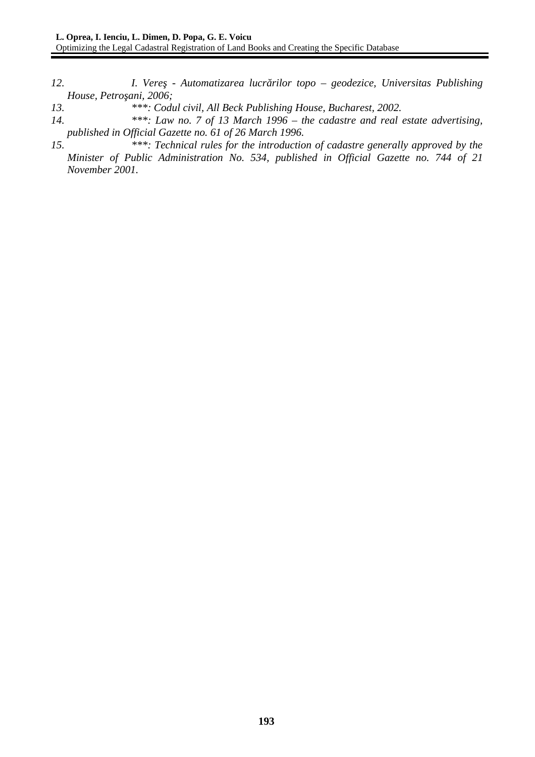12. *I. Vereş - Automatizarea lucrărilor topo – geodezice, Universitas Publishing House, Petroşani, 2006;*
13. *\*\*\*: Codul civil, All Beck Publishing House, Bucharest, 2002.*
14. *\*\*\*: Law no. 7 of 13 March 1996 – the cadastre and real estate advertising, published in Official Gazette no. 61 of 26 March 1996.*
15. *\*\*\*: Technical rules for the introduction of cadastre generally approved by the Minister of Public Administration No. 534, published in Official Gazette no. 744 of 21 November 2001.*